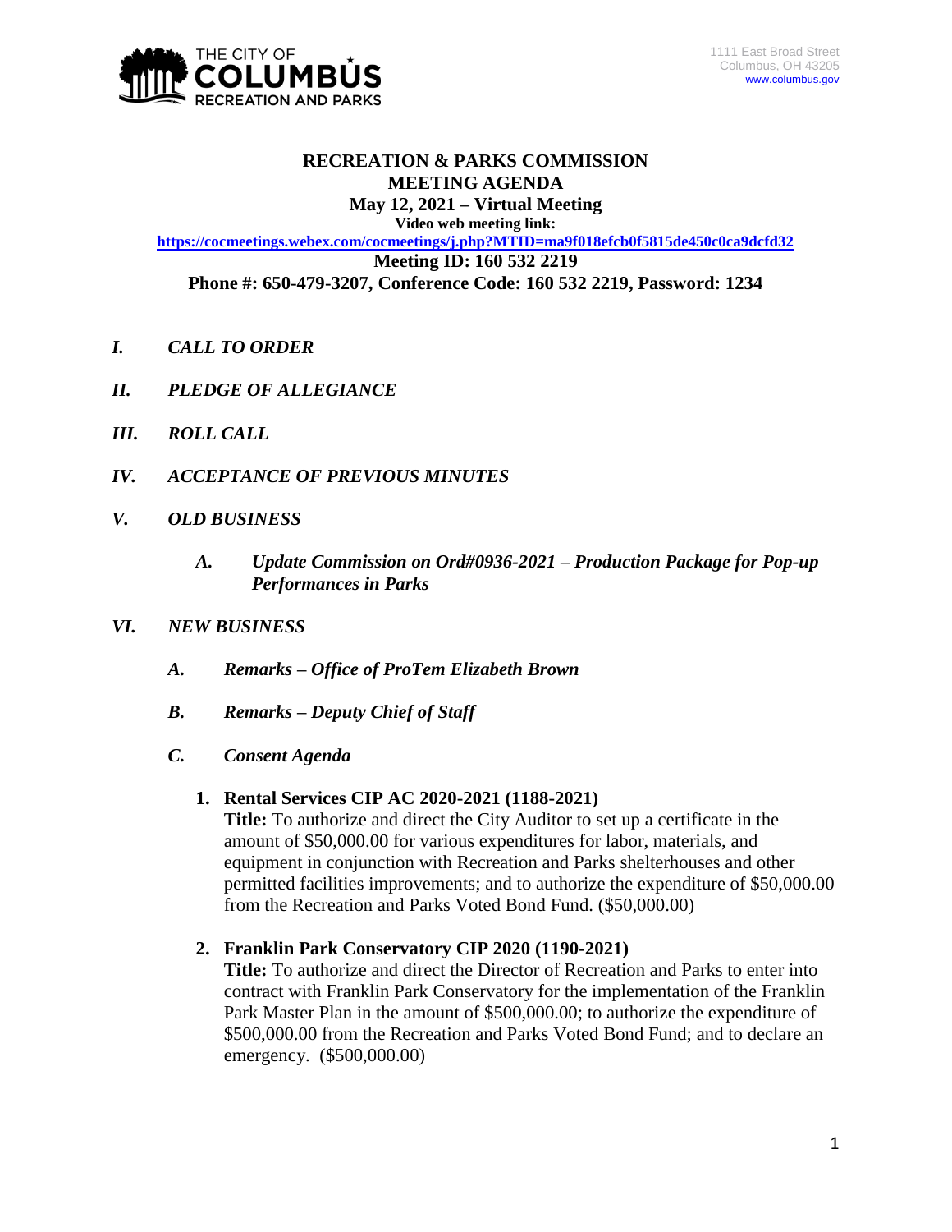THE CITY OF COLUMBUS RECREATION AND PARKS

1111 East Broad Street
Columbus, OH 43205
www.columbus.gov

# RECREATION & PARKS COMMISSION
# MEETING AGENDA
## May 12, 2021 – Virtual Meeting

**Video web meeting link:**

**https://cocmeetings.webex.com/cocmeetings/j.php?MTID=ma9f018efcb0f5815de450c0ca9dcfd32**

**Meeting ID: 160 532 2219**

**Phone #: 650-479-3207, Conference Code: 160 532 2219, Password: 1234**

***I. CALL TO ORDER***

***II. PLEDGE OF ALLEGIANCE***

***III. ROLL CALL***

***IV. ACCEPTANCE OF PREVIOUS MINUTES***

***V. OLD BUSINESS***

***A. Update Commission on Ord#0936-2021 – Production Package for Pop-up Performances in Parks***

***VI. NEW BUSINESS***

***A. Remarks – Office of ProTem Elizabeth Brown***

***B. Remarks – Deputy Chief of Staff***

***C. Consent Agenda***

1. **Rental Services CIP AC 2020-2021 (1188-2021)**
   **Title:** To authorize and direct the City Auditor to set up a certificate in the amount of $50,000.00 for various expenditures for labor, materials, and equipment in conjunction with Recreation and Parks shelterhouses and other permitted facilities improvements; and to authorize the expenditure of $50,000.00 from the Recreation and Parks Voted Bond Fund. ($50,000.00)

2. **Franklin Park Conservatory CIP 2020 (1190-2021)**
   **Title:** To authorize and direct the Director of Recreation and Parks to enter into contract with Franklin Park Conservatory for the implementation of the Franklin Park Master Plan in the amount of $500,000.00; to authorize the expenditure of $500,000.00 from the Recreation and Parks Voted Bond Fund; and to declare an emergency. ($500,000.00)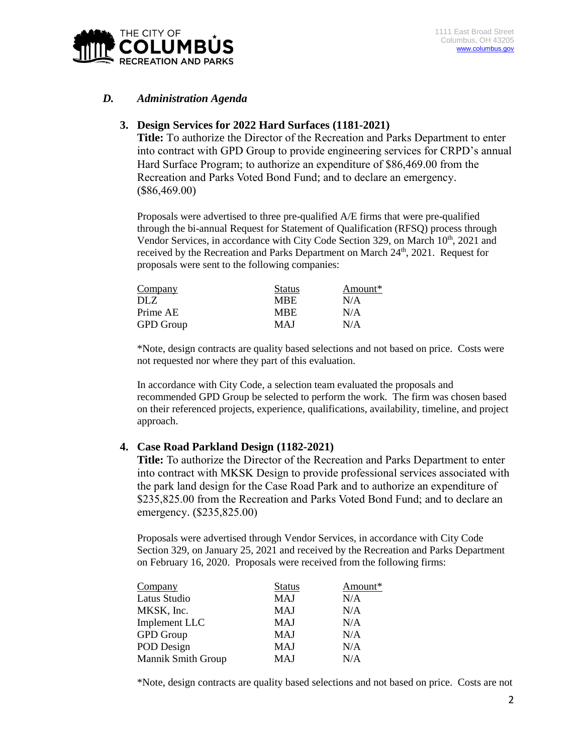## *D. Administration Agenda*

### 3. Design Services for 2022 Hard Surfaces (1181-2021)

**Title:** To authorize the Director of the Recreation and Parks Department to enter into contract with GPD Group to provide engineering services for CRPD's annual Hard Surface Program; to authorize an expenditure of $86,469.00 from the Recreation and Parks Voted Bond Fund; and to declare an emergency. ($86,469.00)

Proposals were advertised to three pre-qualified A/E firms that were pre-qualified through the bi-annual Request for Statement of Qualification (RFSQ) process through Vendor Services, in accordance with City Code Section 329, on March 10th, 2021 and received by the Recreation and Parks Department on March 24th, 2021. Request for proposals were sent to the following companies:

| Company | Status | Amount* |
|---|---|---|
| DLZ | MBE | N/A |
| Prime AE | MBE | N/A |
| GPD Group | MAJ | N/A |

*Note, design contracts are quality based selections and not based on price. Costs were not requested nor where they part of this evaluation.

In accordance with City Code, a selection team evaluated the proposals and recommended GPD Group be selected to perform the work. The firm was chosen based on their referenced projects, experience, qualifications, availability, timeline, and project approach.

### 4. Case Road Parkland Design (1182-2021)

**Title:** To authorize the Director of the Recreation and Parks Department to enter into contract with MKSK Design to provide professional services associated with the park land design for the Case Road Park and to authorize an expenditure of $235,825.00 from the Recreation and Parks Voted Bond Fund; and to declare an emergency. ($235,825.00)

Proposals were advertised through Vendor Services, in accordance with City Code Section 329, on January 25, 2021 and received by the Recreation and Parks Department on February 16, 2020. Proposals were received from the following firms:

| Company | Status | Amount* |
|---|---|---|
| Latus Studio | MAJ | N/A |
| MKSK, Inc. | MAJ | N/A |
| Implement LLC | MAJ | N/A |
| GPD Group | MAJ | N/A |
| POD Design | MAJ | N/A |
| Mannik Smith Group | MAJ | N/A |

*Note, design contracts are quality based selections and not based on price. Costs are not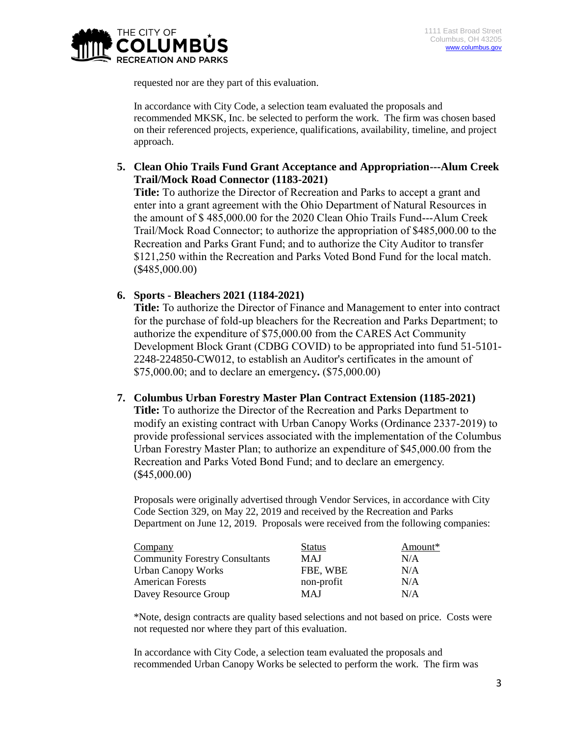requested nor are they part of this evaluation.

In accordance with City Code, a selection team evaluated the proposals and recommended MKSK, Inc. be selected to perform the work. The firm was chosen based on their referenced projects, experience, qualifications, availability, timeline, and project approach.

**5. Clean Ohio Trails Fund Grant Acceptance and Appropriation---Alum Creek Trail/Mock Road Connector (1183-2021)**

**Title:** To authorize the Director of Recreation and Parks to accept a grant and enter into a grant agreement with the Ohio Department of Natural Resources in the amount of $ 485,000.00 for the 2020 Clean Ohio Trails Fund---Alum Creek Trail/Mock Road Connector; to authorize the appropriation of $485,000.00 to the Recreation and Parks Grant Fund; and to authorize the City Auditor to transfer $121,250 within the Recreation and Parks Voted Bond Fund for the local match. ($485,000.00)

**6. Sports - Bleachers 2021 (1184-2021)**

**Title:** To authorize the Director of Finance and Management to enter into contract for the purchase of fold-up bleachers for the Recreation and Parks Department; to authorize the expenditure of $75,000.00 from the CARES Act Community Development Block Grant (CDBG COVID) to be appropriated into fund 51-5101-2248-224850-CW012, to establish an Auditor's certificates in the amount of $75,000.00; and to declare an emergency**.** ($75,000.00)

**7. Columbus Urban Forestry Master Plan Contract Extension (1185-2021)**

**Title:** To authorize the Director of the Recreation and Parks Department to modify an existing contract with Urban Canopy Works (Ordinance 2337-2019) to provide professional services associated with the implementation of the Columbus Urban Forestry Master Plan; to authorize an expenditure of $45,000.00 from the Recreation and Parks Voted Bond Fund; and to declare an emergency. ($45,000.00)

Proposals were originally advertised through Vendor Services, in accordance with City Code Section 329, on May 22, 2019 and received by the Recreation and Parks Department on June 12, 2019. Proposals were received from the following companies:

| Company | Status | Amount* |
|---|---|---|
| Community Forestry Consultants | MAJ | N/A |
| Urban Canopy Works | FBE, WBE | N/A |
| American Forests | non-profit | N/A |
| Davey Resource Group | MAJ | N/A |

*Note, design contracts are quality based selections and not based on price. Costs were not requested nor where they part of this evaluation.

In accordance with City Code, a selection team evaluated the proposals and recommended Urban Canopy Works be selected to perform the work. The firm was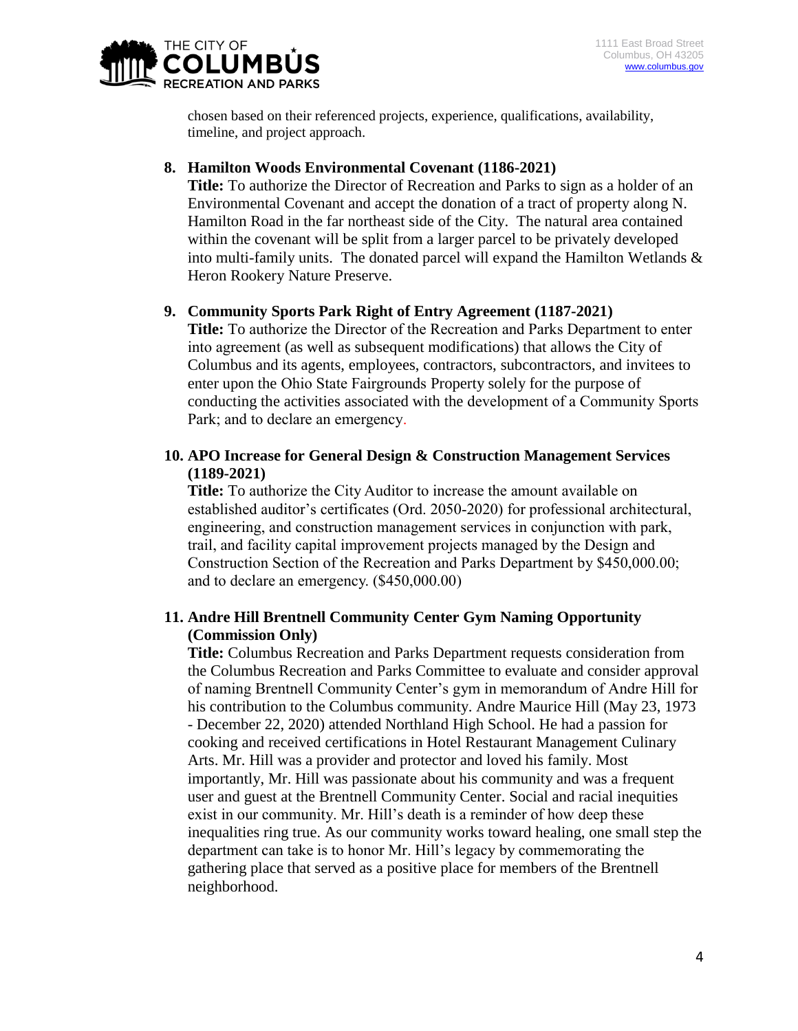chosen based on their referenced projects, experience, qualifications, availability, timeline, and project approach.

8. **Hamilton Woods Environmental Covenant (1186-2021)**
   **Title:** To authorize the Director of Recreation and Parks to sign as a holder of an Environmental Covenant and accept the donation of a tract of property along N. Hamilton Road in the far northeast side of the City. The natural area contained within the covenant will be split from a larger parcel to be privately developed into multi-family units. The donated parcel will expand the Hamilton Wetlands & Heron Rookery Nature Preserve.

9. **Community Sports Park Right of Entry Agreement (1187-2021)**
   **Title:** To authorize the Director of the Recreation and Parks Department to enter into agreement (as well as subsequent modifications) that allows the City of Columbus and its agents, employees, contractors, subcontractors, and invitees to enter upon the Ohio State Fairgrounds Property solely for the purpose of conducting the activities associated with the development of a Community Sports Park; and to declare an emergency.

10. **APO Increase for General Design & Construction Management Services (1189-2021)**
    **Title:** To authorize the City Auditor to increase the amount available on established auditor's certificates (Ord. 2050-2020) for professional architectural, engineering, and construction management services in conjunction with park, trail, and facility capital improvement projects managed by the Design and Construction Section of the Recreation and Parks Department by $450,000.00; and to declare an emergency. ($450,000.00)

11. **Andre Hill Brentnell Community Center Gym Naming Opportunity (Commission Only)**
    **Title:** Columbus Recreation and Parks Department requests consideration from the Columbus Recreation and Parks Committee to evaluate and consider approval of naming Brentnell Community Center's gym in memorandum of Andre Hill for his contribution to the Columbus community. Andre Maurice Hill (May 23, 1973 - December 22, 2020) attended Northland High School. He had a passion for cooking and received certifications in Hotel Restaurant Management Culinary Arts. Mr. Hill was a provider and protector and loved his family. Most importantly, Mr. Hill was passionate about his community and was a frequent user and guest at the Brentnell Community Center. Social and racial inequities exist in our community. Mr. Hill's death is a reminder of how deep these inequalities ring true. As our community works toward healing, one small step the department can take is to honor Mr. Hill's legacy by commemorating the gathering place that served as a positive place for members of the Brentnell neighborhood.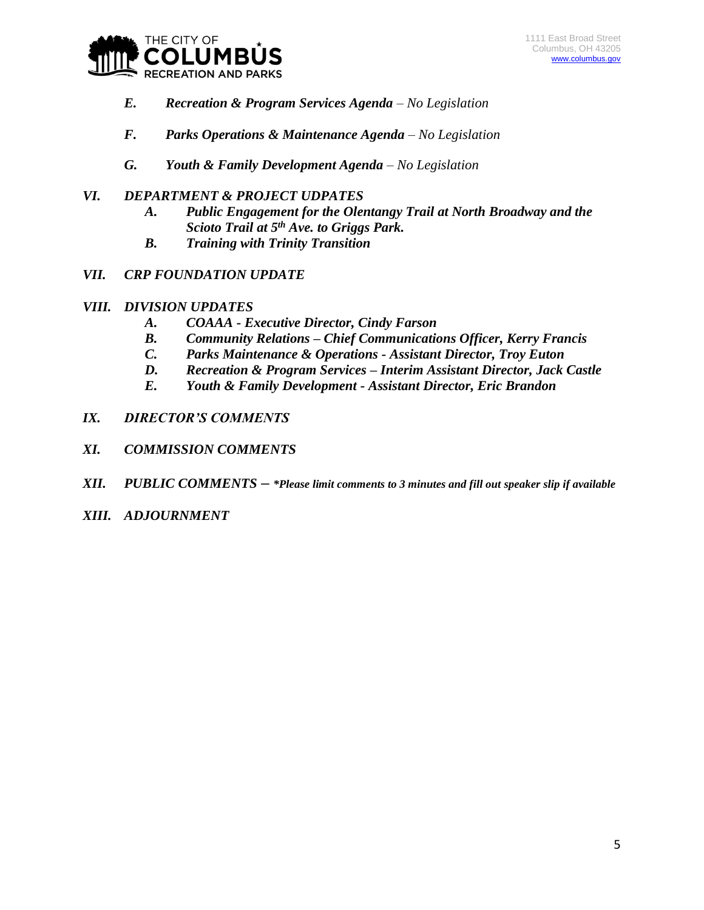*E.* ***Recreation & Program Services Agenda*** *– No Legislation*

*F.* ***Parks Operations & Maintenance Agenda*** *– No Legislation*

*G.* ***Youth & Family Development Agenda*** *– No Legislation*

***VI. DEPARTMENT & PROJECT UDPATES***

- ***A. Public Engagement for the Olentangy Trail at North Broadway and the Scioto Trail at 5th Ave. to Griggs Park.***
- ***B. Training with Trinity Transition***

***VII. CRP FOUNDATION UPDATE***

***VIII. DIVISION UPDATES***

- ***A. COAAA - Executive Director, Cindy Farson***
- ***B. Community Relations – Chief Communications Officer, Kerry Francis***
- ***C. Parks Maintenance & Operations - Assistant Director, Troy Euton***
- ***D. Recreation & Program Services – Interim Assistant Director, Jack Castle***
- ***E. Youth & Family Development - Assistant Director, Eric Brandon***

***IX. DIRECTOR'S COMMENTS***

***XI. COMMISSION COMMENTS***

***XII. PUBLIC COMMENTS – *Please limit comments to 3 minutes and fill out speaker slip if available***

***XIII. ADJOURNMENT***